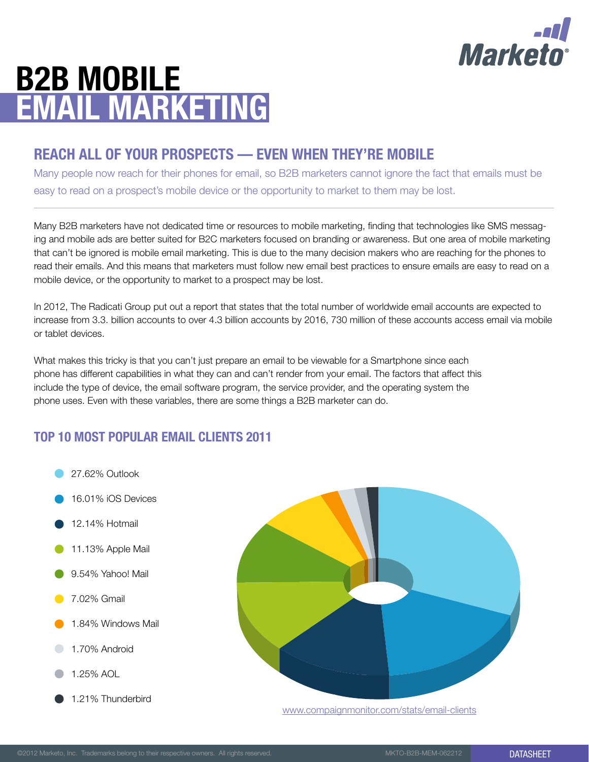# B2B MOBILE EMAIL MARKETING

## REACH ALL OF YOUR PROSPECTS — EVEN WHEN THEY'RE MOBILE

Many people now reach for their phones for email, so B2B marketers cannot ignore the fact that emails must be easy to read on a prospect's mobile device or the opportunity to market to them may be lost.

Many B2B marketers have not dedicated time or resources to mobile marketing, finding that technologies like SMS messaging and mobile ads are better suited for B2C marketers focused on branding or awareness. But one area of mobile marketing that can't be ignored is mobile email marketing. This is due to the many decision makers who are reaching for the phones to read their emails. And this means that marketers must follow new email best practices to ensure emails are easy to read on a mobile device, or the opportunity to market to a prospect may be lost.

In 2012, The Radicati Group put out a report that states that the total number of worldwide email accounts are expected to increase from 3.3. billion accounts to over 4.3 billion accounts by 2016, 730 million of these accounts access email via mobile or tablet devices.

What makes this tricky is that you can't just prepare an email to be viewable for a Smartphone since each phone has different capabilities in what they can and can't render from your email. The factors that affect this include the type of device, the email software program, the service provider, and the operating system the phone uses. Even with these variables, there are some things a B2B marketer can do.

## TOP 10 MOST POPULAR EMAIL CLIENTS 2011

- 27.62% Outlook
- 16.01% iOS Devices
- 12.14% Hotmail
- 11.13% Apple Mail
- 9.54% Yahoo! Mail
- 7.02% Gmail
- 1.84% Windows Mail
- 1.70% Android
- 1.25% AOL
- 1.21% Thunderbird

www.compaignmonitor.com/stats/email-clients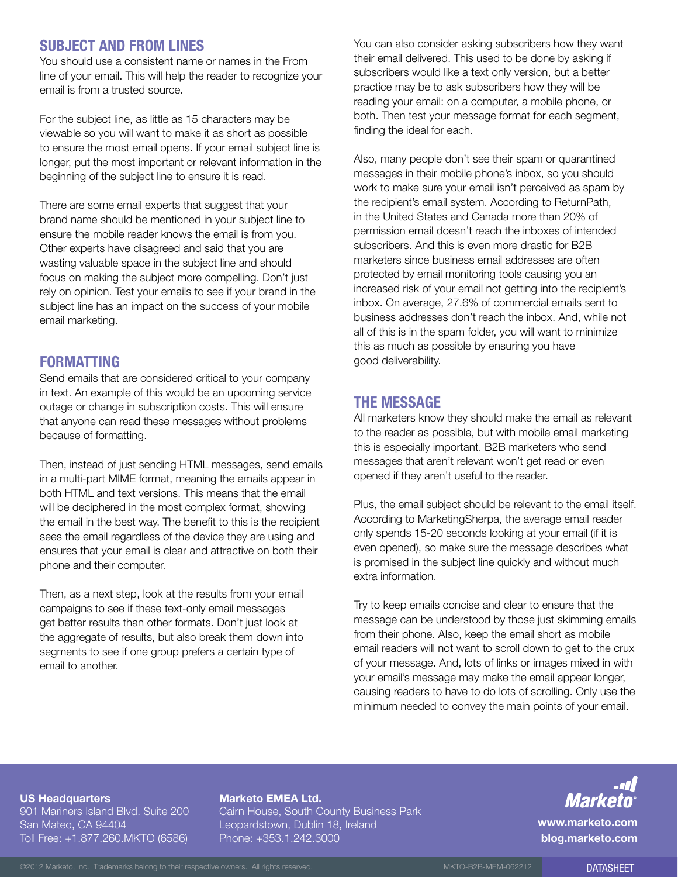## SUBJECT AND FROM LINES

You should use a consistent name or names in the From line of your email. This will help the reader to recognize your email is from a trusted source.

For the subject line, as little as 15 characters may be viewable so you will want to make it as short as possible to ensure the most email opens. If your email subject line is longer, put the most important or relevant information in the beginning of the subject line to ensure it is read.

There are some email experts that suggest that your brand name should be mentioned in your subject line to ensure the mobile reader knows the email is from you. Other experts have disagreed and said that you are wasting valuable space in the subject line and should focus on making the subject more compelling. Don't just rely on opinion. Test your emails to see if your brand in the subject line has an impact on the success of your mobile email marketing.

## FORMATTING

Send emails that are considered critical to your company in text. An example of this would be an upcoming service outage or change in subscription costs. This will ensure that anyone can read these messages without problems because of formatting.

Then, instead of just sending HTML messages, send emails in a multi-part MIME format, meaning the emails appear in both HTML and text versions. This means that the email will be deciphered in the most complex format, showing the email in the best way. The benefit to this is the recipient sees the email regardless of the device they are using and ensures that your email is clear and attractive on both their phone and their computer.

Then, as a next step, look at the results from your email campaigns to see if these text-only email messages get better results than other formats. Don't just look at the aggregate of results, but also break them down into segments to see if one group prefers a certain type of email to another.

You can also consider asking subscribers how they want their email delivered. This used to be done by asking if subscribers would like a text only version, but a better practice may be to ask subscribers how they will be reading your email: on a computer, a mobile phone, or both. Then test your message format for each segment, finding the ideal for each.

Also, many people don't see their spam or quarantined messages in their mobile phone's inbox, so you should work to make sure your email isn't perceived as spam by the recipient's email system. According to ReturnPath, in the United States and Canada more than 20% of permission email doesn't reach the inboxes of intended subscribers. And this is even more drastic for B2B marketers since business email addresses are often protected by email monitoring tools causing you an increased risk of your email not getting into the recipient's inbox. On average, 27.6% of commercial emails sent to business addresses don't reach the inbox. And, while not all of this is in the spam folder, you will want to minimize this as much as possible by ensuring you have good deliverability.

## THE MESSAGE

All marketers know they should make the email as relevant to the reader as possible, but with mobile email marketing this is especially important. B2B marketers who send messages that aren't relevant won't get read or even opened if they aren't useful to the reader.

Plus, the email subject should be relevant to the email itself. According to MarketingSherpa, the average email reader only spends 15-20 seconds looking at your email (if it is even opened), so make sure the message describes what is promised in the subject line quickly and without much extra information.

Try to keep emails concise and clear to ensure that the message can be understood by those just skimming emails from their phone. Also, keep the email short as mobile email readers will not want to scroll down to get to the crux of your message. And, lots of links or images mixed in with your email's message may make the email appear longer, causing readers to have to do lots of scrolling. Only use the minimum needed to convey the main points of your email.

**US Headquarters**
901 Mariners Island Blvd. Suite 200
San Mateo, CA 94404
Toll Free: +1.877.260.MKTO (6586)

**Marketo EMEA Ltd.**
Cairn House, South County Business Park
Leopardstown, Dublin 18, Ireland
Phone: +353.1.242.3000

**www.marketo.com**
**blog.marketo.com**

©2012 Marketo, Inc. Trademarks belong to their respective owners. All rights reserved. MKTO-B2B-MEM-062212 DATASHEET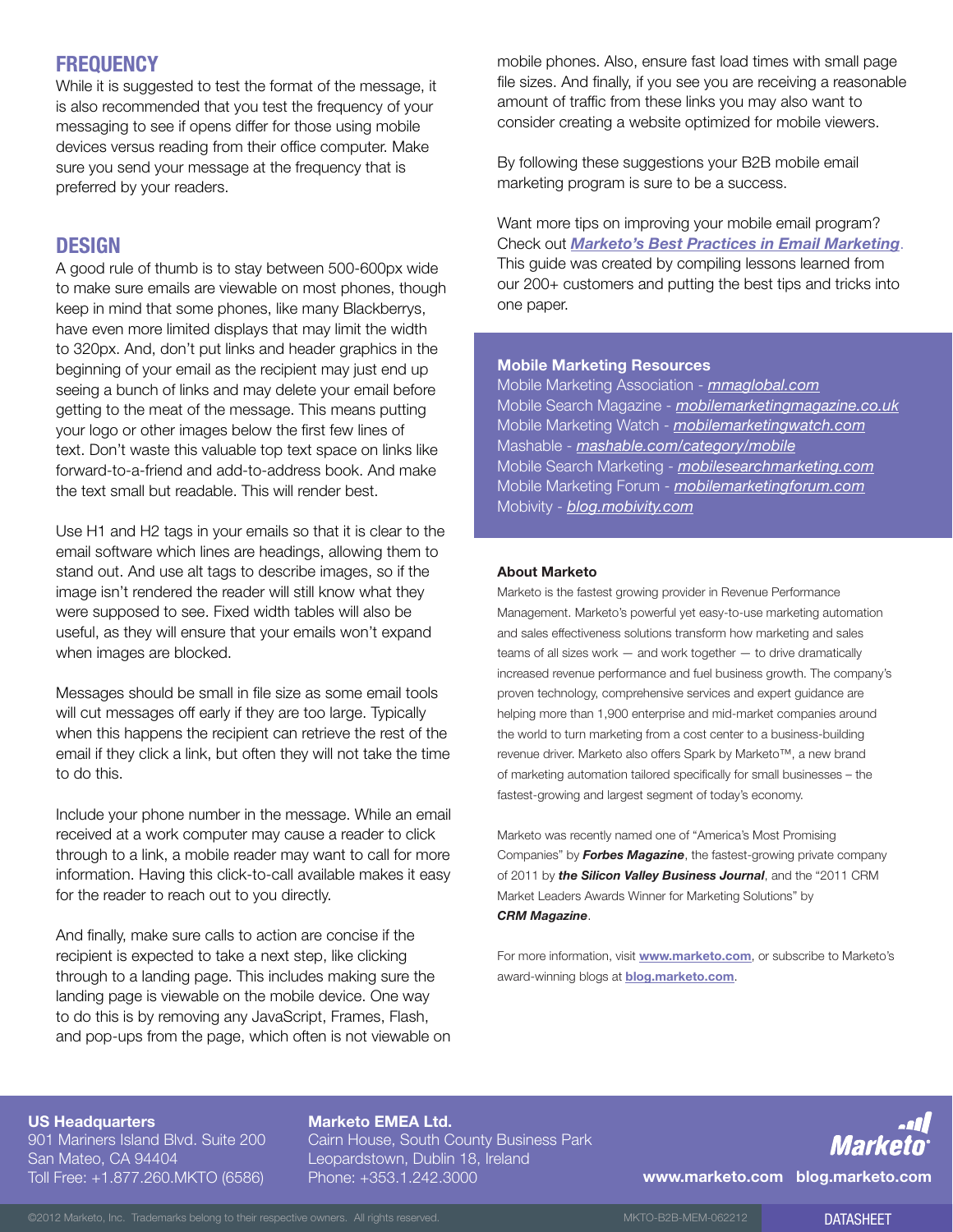## FREQUENCY

While it is suggested to test the format of the message, it is also recommended that you test the frequency of your messaging to see if opens differ for those using mobile devices versus reading from their office computer. Make sure you send your message at the frequency that is preferred by your readers.

## DESIGN

A good rule of thumb is to stay between 500-600px wide to make sure emails are viewable on most phones, though keep in mind that some phones, like many Blackberrys, have even more limited displays that may limit the width to 320px. And, don't put links and header graphics in the beginning of your email as the recipient may just end up seeing a bunch of links and may delete your email before getting to the meat of the message. This means putting your logo or other images below the first few lines of text. Don't waste this valuable top text space on links like forward-to-a-friend and add-to-address book. And make the text small but readable. This will render best.

Use H1 and H2 tags in your emails so that it is clear to the email software which lines are headings, allowing them to stand out. And use alt tags to describe images, so if the image isn't rendered the reader will still know what they were supposed to see. Fixed width tables will also be useful, as they will ensure that your emails won't expand when images are blocked.

Messages should be small in file size as some email tools will cut messages off early if they are too large. Typically when this happens the recipient can retrieve the rest of the email if they click a link, but often they will not take the time to do this.

Include your phone number in the message. While an email received at a work computer may cause a reader to click through to a link, a mobile reader may want to call for more information. Having this click-to-call available makes it easy for the reader to reach out to you directly.

And finally, make sure calls to action are concise if the recipient is expected to take a next step, like clicking through to a landing page. This includes making sure the landing page is viewable on the mobile device. One way to do this is by removing any JavaScript, Frames, Flash, and pop-ups from the page, which often is not viewable on mobile phones. Also, ensure fast load times with small page file sizes. And finally, if you see you are receiving a reasonable amount of traffic from these links you may also want to consider creating a website optimized for mobile viewers.

By following these suggestions your B2B mobile email marketing program is sure to be a success.

Want more tips on improving your mobile email program? Check out ***Marketo's Best Practices in Email Marketing***. This guide was created by compiling lessons learned from our 200+ customers and putting the best tips and tricks into one paper.

**Mobile Marketing Resources**

Mobile Marketing Association - *mmaglobal.com*
Mobile Search Magazine - *mobilemarketingmagazine.co.uk*
Mobile Marketing Watch - *mobilemarketingwatch.com*
Mashable - *mashable.com/category/mobile*
Mobile Search Marketing - *mobilesearchmarketing.com*
Mobile Marketing Forum - *mobilemarketingforum.com*
Mobivity - *blog.mobivity.com*

**About Marketo**

Marketo is the fastest growing provider in Revenue Performance Management. Marketo's powerful yet easy-to-use marketing automation and sales effectiveness solutions transform how marketing and sales teams of all sizes work — and work together — to drive dramatically increased revenue performance and fuel business growth. The company's proven technology, comprehensive services and expert guidance are helping more than 1,900 enterprise and mid-market companies around the world to turn marketing from a cost center to a business-building revenue driver. Marketo also offers Spark by Marketo™, a new brand of marketing automation tailored specifically for small businesses – the fastest-growing and largest segment of today's economy.

Marketo was recently named one of "America's Most Promising Companies" by ***Forbes Magazine***, the fastest-growing private company of 2011 by ***the Silicon Valley Business Journal***, and the "2011 CRM Market Leaders Awards Winner for Marketing Solutions" by ***CRM Magazine***.

For more information, visit **www.marketo.com**, or subscribe to Marketo's award-winning blogs at **blog.marketo.com**.

**US Headquarters**
901 Mariners Island Blvd. Suite 200
San Mateo, CA 94404
Toll Free: +1.877.260.MKTO (6586)

**Marketo EMEA Ltd.**
Cairn House, South County Business Park
Leopardstown, Dublin 18, Ireland
Phone: +353.1.242.3000

**www.marketo.com** **blog.marketo.com**

©2012 Marketo, Inc. Trademarks belong to their respective owners. All rights reserved. MKTO-B2B-MEM-062212 DATASHEET